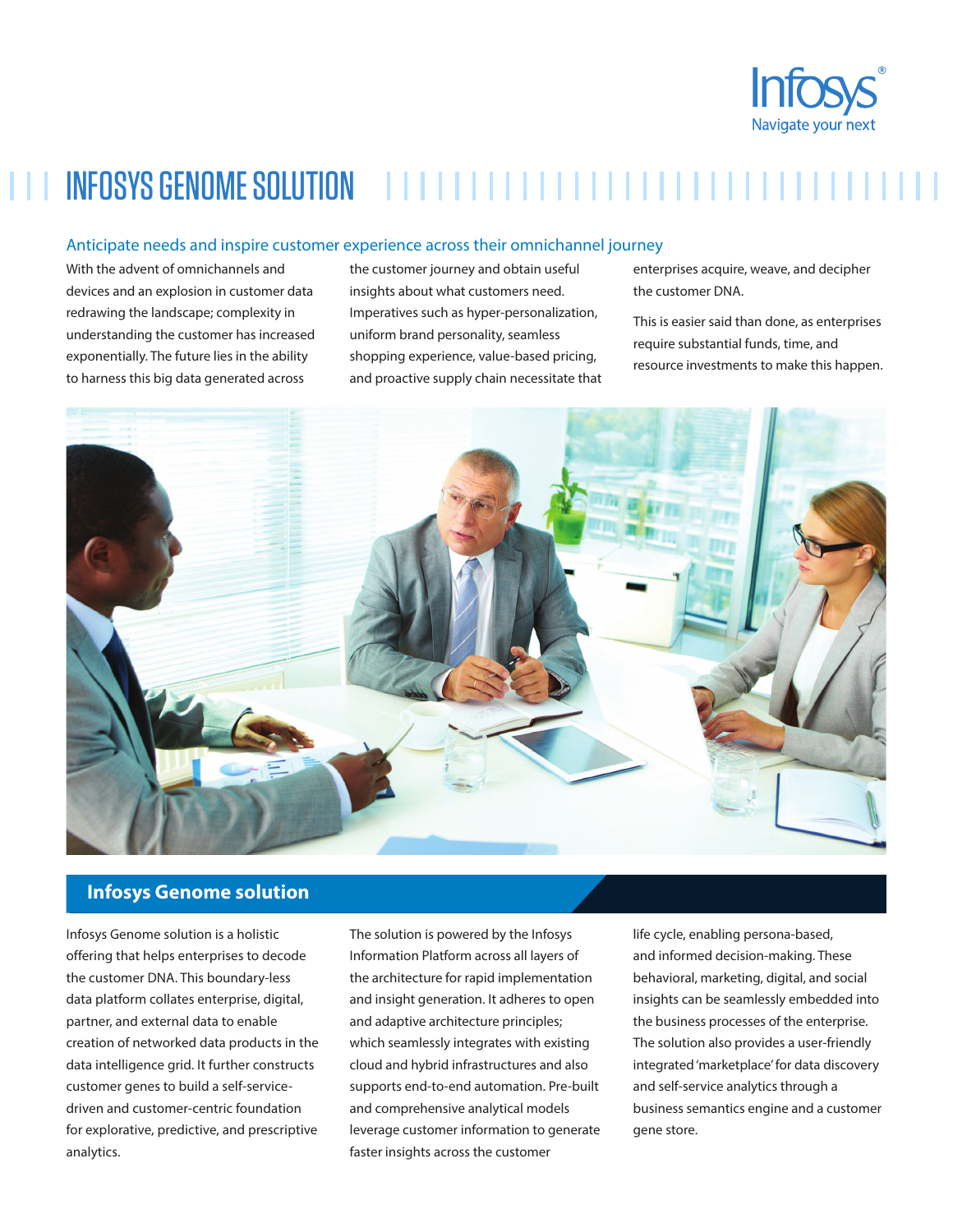# INFOSYS GENOME SOLUTION

## Anticipate needs and inspire customer experience across their omnichannel journey

With the advent of omnichannels and devices and an explosion in customer data redrawing the landscape; complexity in understanding the customer has increased exponentially. The future lies in the ability to harness this big data generated across the customer journey and obtain useful insights about what customers need. Imperatives such as hyper-personalization, uniform brand personality, seamless shopping experience, value-based pricing, and proactive supply chain necessitate that enterprises acquire, weave, and decipher the customer DNA.

This is easier said than done, as enterprises require substantial funds, time, and resource investments to make this happen.

## Infosys Genome solution

Infosys Genome solution is a holistic offering that helps enterprises to decode the customer DNA. This boundary-less data platform collates enterprise, digital, partner, and external data to enable creation of networked data products in the data intelligence grid. It further constructs customer genes to build a self-service-driven and customer-centric foundation for explorative, predictive, and prescriptive analytics.

The solution is powered by the Infosys Information Platform across all layers of the architecture for rapid implementation and insight generation. It adheres to open and adaptive architecture principles; which seamlessly integrates with existing cloud and hybrid infrastructures and also supports end-to-end automation. Pre-built and comprehensive analytical models leverage customer information to generate faster insights across the customer life cycle, enabling persona-based, and informed decision-making. These behavioral, marketing, digital, and social insights can be seamlessly embedded into the business processes of the enterprise. The solution also provides a user-friendly integrated 'marketplace' for data discovery and self-service analytics through a business semantics engine and a customer gene store.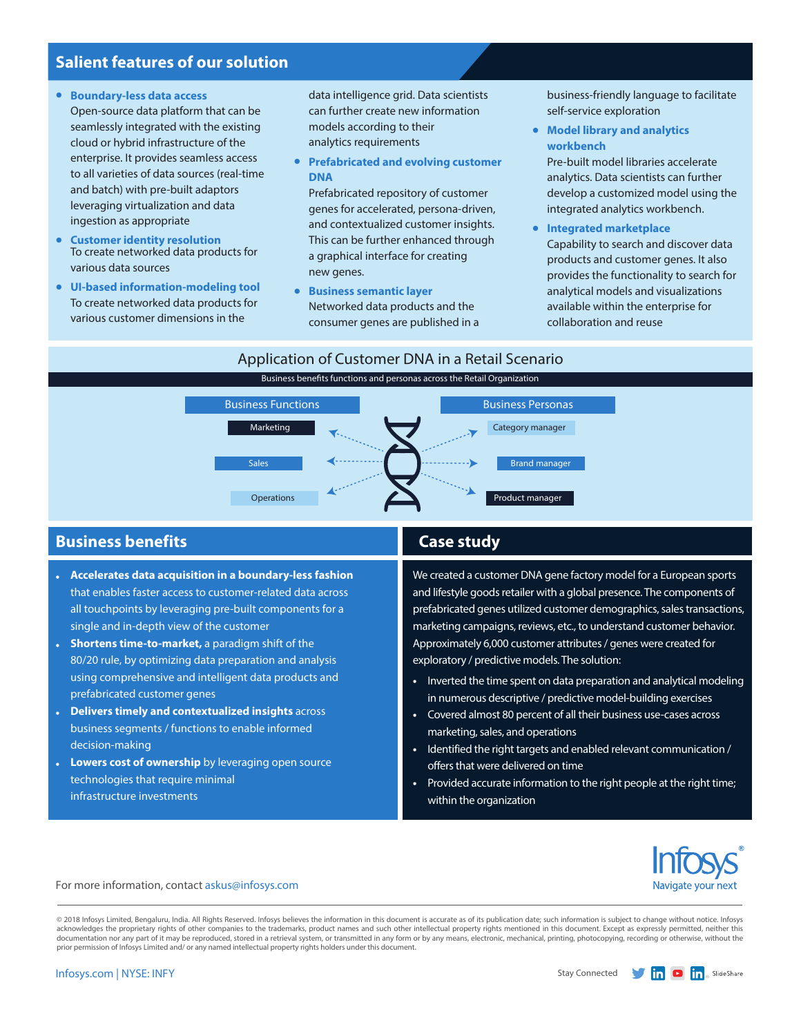## Salient features of our solution

- **Boundary-less data access**
  Open-source data platform that can be seamlessly integrated with the existing cloud or hybrid infrastructure of the enterprise. It provides seamless access to all varieties of data sources (real-time and batch) with pre-built adaptors leveraging virtualization and data ingestion as appropriate
- **Customer identity resolution**
  To create networked data products for various data sources
- **UI-based information-modeling tool**
  To create networked data products for various customer dimensions in the data intelligence grid. Data scientists can further create new information models according to their analytics requirements
- **Prefabricated and evolving customer DNA**
  Prefabricated repository of customer genes for accelerated, persona-driven, and contextualized customer insights. This can be further enhanced through a graphical interface for creating new genes.
- **Business semantic layer**
  Networked data products and the consumer genes are published in a business-friendly language to facilitate self-service exploration
- **Model library and analytics workbench**
  Pre-built model libraries accelerate analytics. Data scientists can further develop a customized model using the integrated analytics workbench.
- **Integrated marketplace**
  Capability to search and discover data products and customer genes. It also provides the functionality to search for analytical models and visualizations available within the enterprise for collaboration and reuse

### Application of Customer DNA in a Retail Scenario

Business benefits functions and personas across the Retail Organization

Business Functions

Marketing

Sales

Operations

Business Personas

Category manager

Brand manager

Product manager

## Business benefits

- **Accelerates data acquisition in a boundary-less fashion** that enables faster access to customer-related data across all touchpoints by leveraging pre-built components for a single and in-depth view of the customer
- **Shortens time-to-market,** a paradigm shift of the 80/20 rule, by optimizing data preparation and analysis using comprehensive and intelligent data products and prefabricated customer genes
- **Delivers timely and contextualized insights** across business segments / functions to enable informed decision-making
- **Lowers cost of ownership** by leveraging open source technologies that require minimal infrastructure investments

## Case study

We created a customer DNA gene factory model for a European sports and lifestyle goods retailer with a global presence. The components of prefabricated genes utilized customer demographics, sales transactions, marketing campaigns, reviews, etc., to understand customer behavior. Approximately 6,000 customer attributes / genes were created for exploratory / predictive models. The solution:

- Inverted the time spent on data preparation and analytical modeling in numerous descriptive / predictive model-building exercises
- Covered almost 80 percent of all their business use-cases across marketing, sales, and operations
- Identified the right targets and enabled relevant communication / offers that were delivered on time
- Provided accurate information to the right people at the right time; within the organization

For more information, contact askus@infosys.com

Infosys® Navigate your next

© 2018 Infosys Limited, Bengaluru, India. All Rights Reserved. Infosys believes the information in this document is accurate as of its publication date; such information is subject to change without notice. Infosys acknowledges the proprietary rights of other companies to the trademarks, product names and such other intellectual property rights mentioned in this document. Except as expressly permitted, neither this documentation nor any part of it may be reproduced, stored in a retrieval system, or transmitted in any form or by any means, electronic, mechanical, printing, photocopying, recording or otherwise, without the prior permission of Infosys Limited and/ or any named intellectual property rights holders under this document.

Infosys.com | NYSE: INFY

Stay Connected SlideShare